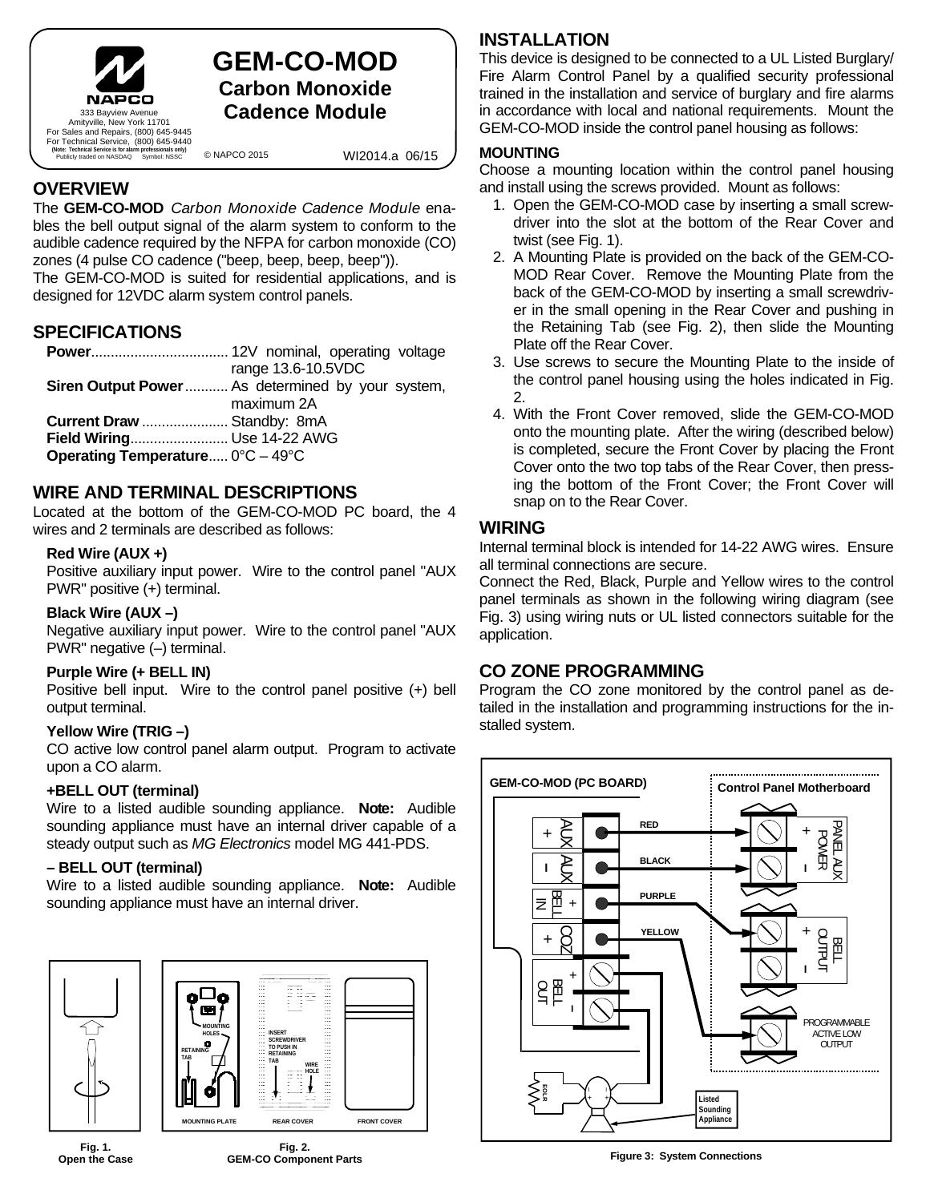# GEM-CO-MOD

## Carbon Monoxide Cadence Module

NAPCO
333 Bayview Avenue
Amityville, New York 11701
For Sales and Repairs, (800) 645-9445
For Technical Service, (800) 645-9440
(Note: Technical Service is for alarm professionals only)
Publicly traded on NASDAQ Symbol: NSSC

© NAPCO 2015

WI2014.a 06/15

## OVERVIEW

The **GEM-CO-MOD** *Carbon Monoxide Cadence Module* enables the bell output signal of the alarm system to conform to the audible cadence required by the NFPA for carbon monoxide (CO) zones (4 pulse CO cadence ("beep, beep, beep, beep")).

The GEM-CO-MOD is suited for residential applications, and is designed for 12VDC alarm system control panels.

## SPECIFICATIONS

**Power**.................................. 12V nominal, operating voltage range 13.6-10.5VDC
**Siren Output Power**........... As determined by your system, maximum 2A
**Current Draw**...................... Standby: 8mA
**Field Wiring**......................... Use 14-22 AWG
**Operating Temperature**..... 0°C – 49°C

## WIRE AND TERMINAL DESCRIPTIONS

Located at the bottom of the GEM-CO-MOD PC board, the 4 wires and 2 terminals are described as follows:

**Red Wire (AUX +)**
Positive auxiliary input power. Wire to the control panel "AUX PWR" positive (+) terminal.

**Black Wire (AUX –)**
Negative auxiliary input power. Wire to the control panel "AUX PWR" negative (–) terminal.

**Purple Wire (+ BELL IN)**
Positive bell input. Wire to the control panel positive (+) bell output terminal.

**Yellow Wire (TRIG –)**
CO active low control panel alarm output. Program to activate upon a CO alarm.

**+BELL OUT (terminal)**
Wire to a listed audible sounding appliance. **Note:** Audible sounding appliance must have an internal driver capable of a steady output such as *MG Electronics* model MG 441-PDS.

**– BELL OUT (terminal)**
Wire to a listed audible sounding appliance. **Note:** Audible sounding appliance must have an internal driver.

Fig. 1.
Open the Case

Fig. 2.
GEM-CO Component Parts

## INSTALLATION

This device is designed to be connected to a UL Listed Burglary/Fire Alarm Control Panel by a qualified security professional trained in the installation and service of burglary and fire alarms in accordance with local and national requirements. Mount the GEM-CO-MOD inside the control panel housing as follows:

### MOUNTING

Choose a mounting location within the control panel housing and install using the screws provided. Mount as follows:

1. Open the GEM-CO-MOD case by inserting a small screwdriver into the slot at the bottom of the Rear Cover and twist (see Fig. 1).
2. A Mounting Plate is provided on the back of the GEM-CO-MOD Rear Cover. Remove the Mounting Plate from the back of the GEM-CO-MOD by inserting a small screwdriver in the small opening in the Rear Cover and pushing in the Retaining Tab (see Fig. 2), then slide the Mounting Plate off the Rear Cover.
3. Use screws to secure the Mounting Plate to the inside of the control panel housing using the holes indicated in Fig. 2.
4. With the Front Cover removed, slide the GEM-CO-MOD onto the mounting plate. After the wiring (described below) is completed, secure the Front Cover by placing the Front Cover onto the two top tabs of the Rear Cover, then pressing the bottom of the Front Cover; the Front Cover will snap on to the Rear Cover.

## WIRING

Internal terminal block is intended for 14-22 AWG wires. Ensure all terminal connections are secure.

Connect the Red, Black, Purple and Yellow wires to the control panel terminals as shown in the following wiring diagram (see Fig. 3) using wiring nuts or UL listed connectors suitable for the application.

## CO ZONE PROGRAMMING

Program the CO zone monitored by the control panel as detailed in the installation and programming instructions for the installed system.

Figure 3: System Connections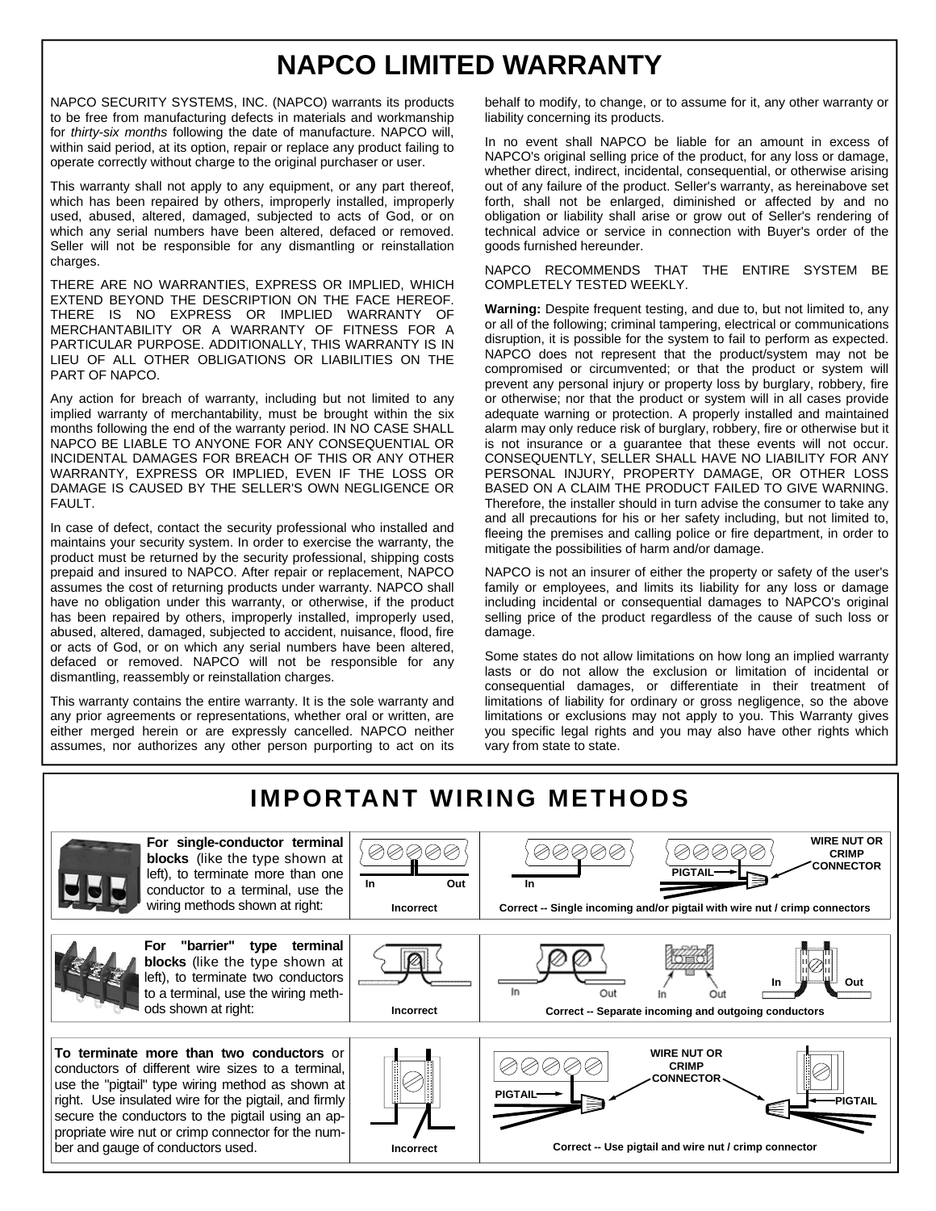# NAPCO LIMITED WARRANTY

NAPCO SECURITY SYSTEMS, INC. (NAPCO) warrants its products to be free from manufacturing defects in materials and workmanship for *thirty-six months* following the date of manufacture. NAPCO will, within said period, at its option, repair or replace any product failing to operate correctly without charge to the original purchaser or user.

This warranty shall not apply to any equipment, or any part thereof, which has been repaired by others, improperly installed, improperly used, abused, altered, damaged, subjected to acts of God, or on which any serial numbers have been altered, defaced or removed. Seller will not be responsible for any dismantling or reinstallation charges.

THERE ARE NO WARRANTIES, EXPRESS OR IMPLIED, WHICH EXTEND BEYOND THE DESCRIPTION ON THE FACE HEREOF. THERE IS NO EXPRESS OR IMPLIED WARRANTY OF MERCHANTABILITY OR A WARRANTY OF FITNESS FOR A PARTICULAR PURPOSE. ADDITIONALLY, THIS WARRANTY IS IN LIEU OF ALL OTHER OBLIGATIONS OR LIABILITIES ON THE PART OF NAPCO.

Any action for breach of warranty, including but not limited to any implied warranty of merchantability, must be brought within the six months following the end of the warranty period. IN NO CASE SHALL NAPCO BE LIABLE TO ANYONE FOR ANY CONSEQUENTIAL OR INCIDENTAL DAMAGES FOR BREACH OF THIS OR ANY OTHER WARRANTY, EXPRESS OR IMPLIED, EVEN IF THE LOSS OR DAMAGE IS CAUSED BY THE SELLER'S OWN NEGLIGENCE OR FAULT.

In case of defect, contact the security professional who installed and maintains your security system. In order to exercise the warranty, the product must be returned by the security professional, shipping costs prepaid and insured to NAPCO. After repair or replacement, NAPCO assumes the cost of returning products under warranty. NAPCO shall have no obligation under this warranty, or otherwise, if the product has been repaired by others, improperly installed, improperly used, abused, altered, damaged, subjected to accident, nuisance, flood, fire or acts of God, or on which any serial numbers have been altered, defaced or removed. NAPCO will not be responsible for any dismantling, reassembly or reinstallation charges.

This warranty contains the entire warranty. It is the sole warranty and any prior agreements or representations, whether oral or written, are either merged herein or are expressly cancelled. NAPCO neither assumes, nor authorizes any other person purporting to act on its behalf to modify, to change, or to assume for it, any other warranty or liability concerning its products.

In no event shall NAPCO be liable for an amount in excess of NAPCO's original selling price of the product, for any loss or damage, whether direct, indirect, incidental, consequential, or otherwise arising out of any failure of the product. Seller's warranty, as hereinabove set forth, shall not be enlarged, diminished or affected by and no obligation or liability shall arise or grow out of Seller's rendering of technical advice or service in connection with Buyer's order of the goods furnished hereunder.

NAPCO RECOMMENDS THAT THE ENTIRE SYSTEM BE COMPLETELY TESTED WEEKLY.

**Warning:** Despite frequent testing, and due to, but not limited to, any or all of the following; criminal tampering, electrical or communications disruption, it is possible for the system to fail to perform as expected. NAPCO does not represent that the product/system may not be compromised or circumvented; or that the product or system will prevent any personal injury or property loss by burglary, robbery, fire or otherwise; nor that the product or system will in all cases provide adequate warning or protection. A properly installed and maintained alarm may only reduce risk of burglary, robbery, fire or otherwise but it is not insurance or a guarantee that these events will not occur. CONSEQUENTLY, SELLER SHALL HAVE NO LIABILITY FOR ANY PERSONAL INJURY, PROPERTY DAMAGE, OR OTHER LOSS BASED ON A CLAIM THE PRODUCT FAILED TO GIVE WARNING. Therefore, the installer should in turn advise the consumer to take any and all precautions for his or her safety including, but not limited to, fleeing the premises and calling police or fire department, in order to mitigate the possibilities of harm and/or damage.

NAPCO is not an insurer of either the property or safety of the user's family or employees, and limits its liability for any loss or damage including incidental or consequential damages to NAPCO's original selling price of the product regardless of the cause of such loss or damage.

Some states do not allow limitations on how long an implied warranty lasts or do not allow the exclusion or limitation of incidental or consequential damages, or differentiate in their treatment of limitations of liability for ordinary or gross negligence, so the above limitations or exclusions may not apply to you. This Warranty gives you specific legal rights and you may also have other rights which vary from state to state.

# IMPORTANT WIRING METHODS

**For single-conductor terminal blocks** (like the type shown at left), to terminate more than one conductor to a terminal, use the wiring methods shown at right:

In
Out
Incorrect

In
PIGTAIL
WIRE NUT OR CRIMP CONNECTOR
Correct -- Single incoming and/or pigtail with wire nut / crimp connectors

**For "barrier" type terminal blocks** (like the type shown at left), to terminate two conductors to a terminal, use the wiring methods shown at right:

Incorrect

In
Out
In
Out
In
Out
Correct -- Separate incoming and outgoing conductors

**To terminate more than two conductors** or conductors of different wire sizes to a terminal, use the "pigtail" type wiring method as shown at right. Use insulated wire for the pigtail, and firmly secure the conductors to the pigtail using an appropriate wire nut or crimp connector for the number and gauge of conductors used.

Incorrect

PIGTAIL
WIRE NUT OR CRIMP CONNECTOR
PIGTAIL
Correct -- Use pigtail and wire nut / crimp connector